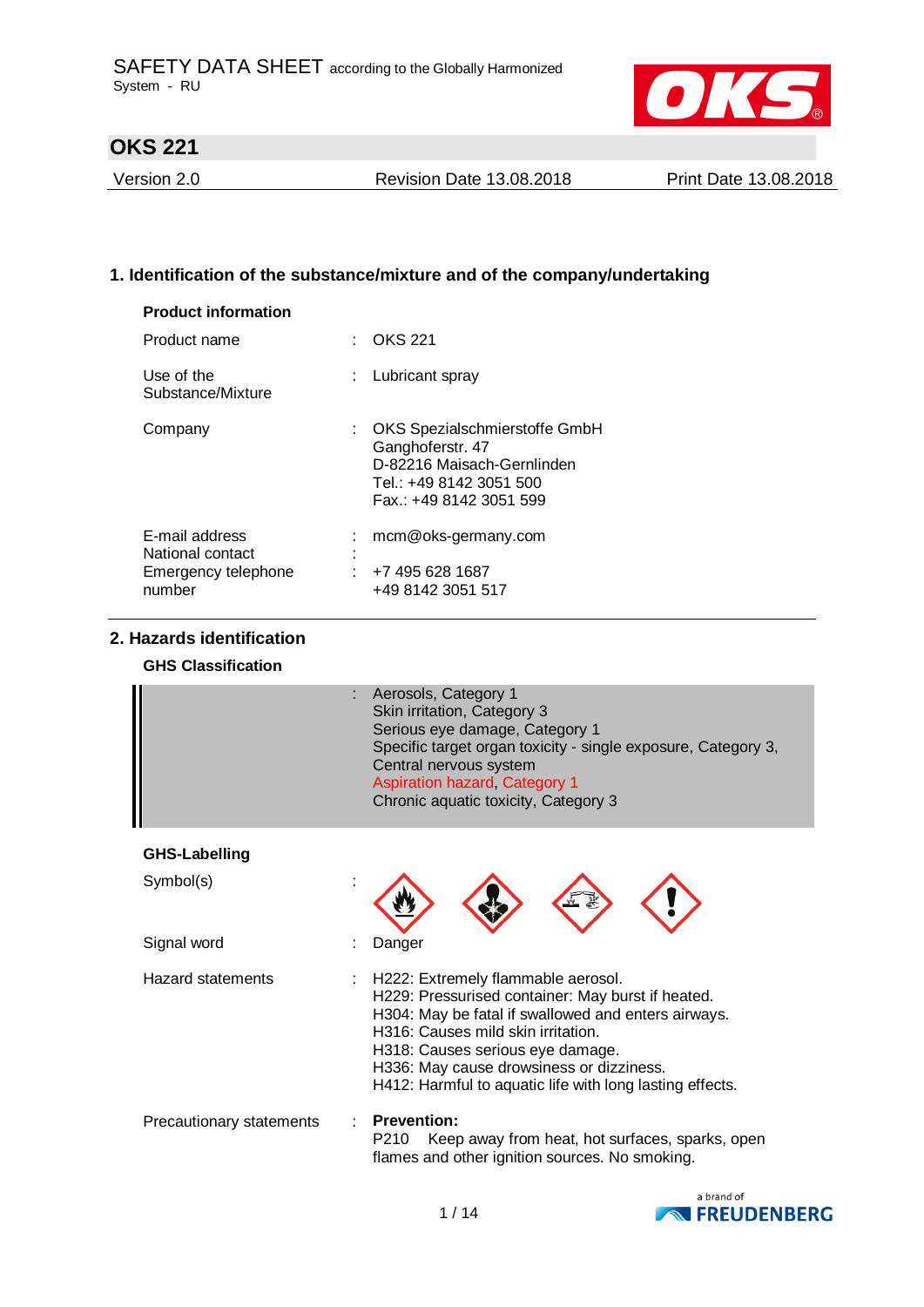SAFETY DATA SHEET according to the Globally Harmonized System - RU

# OKS 221

Version 2.0 | Revision Date 13.08.2018 | Print Date 13.08.2018

## 1. Identification of the substance/mixture and of the company/undertaking

**Product information**

Product name : OKS 221

Use of the Substance/Mixture : Lubricant spray

Company : OKS Spezialschmierstoffe GmbH
Ganghoferstr. 47
D-82216 Maisach-Gernlinden
Tel.: +49 8142 3051 500
Fax.: +49 8142 3051 599

E-mail address : mcm@oks-germany.com

National contact :

Emergency telephone number : +7 495 628 1687
+49 8142 3051 517

## 2. Hazards identification

**GHS Classification**

: Aerosols, Category 1
Skin irritation, Category 3
Serious eye damage, Category 1
Specific target organ toxicity - single exposure, Category 3, Central nervous system
Aspiration hazard, Category 1
Chronic aquatic toxicity, Category 3

**GHS-Labelling**

Symbol(s) :

Signal word : Danger

Hazard statements : H222: Extremely flammable aerosol.
H229: Pressurised container: May burst if heated.
H304: May be fatal if swallowed and enters airways.
H316: Causes mild skin irritation.
H318: Causes serious eye damage.
H336: May cause drowsiness or dizziness.
H412: Harmful to aquatic life with long lasting effects.

Precautionary statements : **Prevention:**
P210 Keep away from heat, hot surfaces, sparks, open flames and other ignition sources. No smoking.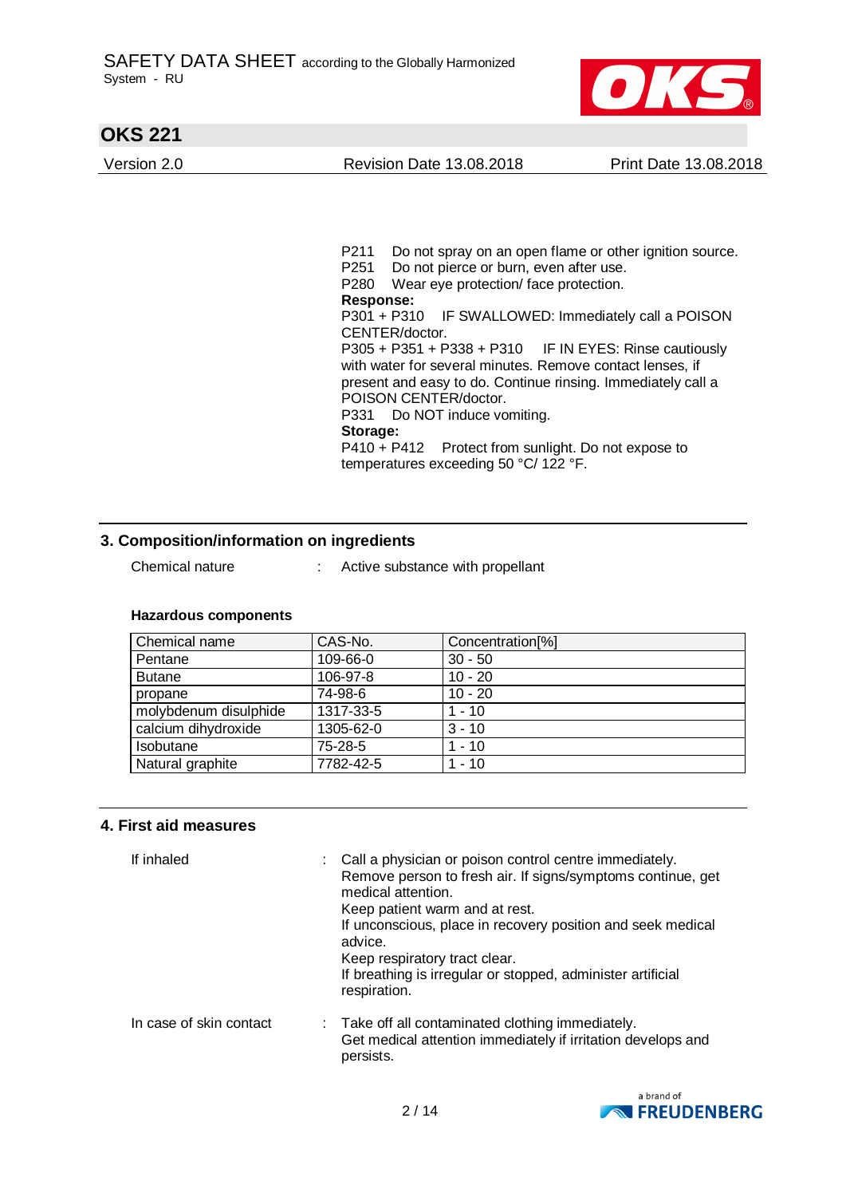P211 Do not spray on an open flame or other ignition source.
P251 Do not pierce or burn, even after use.
P280 Wear eye protection/ face protection.

**Response:**

P301 + P310 IF SWALLOWED: Immediately call a POISON CENTER/doctor.
P305 + P351 + P338 + P310 IF IN EYES: Rinse cautiously with water for several minutes. Remove contact lenses, if present and easy to do. Continue rinsing. Immediately call a POISON CENTER/doctor.
P331 Do NOT induce vomiting.

**Storage:**

P410 + P412 Protect from sunlight. Do not expose to temperatures exceeding 50 °C/ 122 °F.

## 3. Composition/information on ingredients

Chemical nature : Active substance with propellant

**Hazardous components**

| Chemical name | CAS-No. | Concentration[%] |
|---|---|---|
| Pentane | 109-66-0 | 30 - 50 |
| Butane | 106-97-8 | 10 - 20 |
| propane | 74-98-6 | 10 - 20 |
| molybdenum disulphide | 1317-33-5 | 1 - 10 |
| calcium dihydroxide | 1305-62-0 | 3 - 10 |
| Isobutane | 75-28-5 | 1 - 10 |
| Natural graphite | 7782-42-5 | 1 - 10 |

## 4. First aid measures

If inhaled : Call a physician or poison control centre immediately.
Remove person to fresh air. If signs/symptoms continue, get medical attention.
Keep patient warm and at rest.
If unconscious, place in recovery position and seek medical advice.
Keep respiratory tract clear.
If breathing is irregular or stopped, administer artificial respiration.

In case of skin contact : Take off all contaminated clothing immediately.
Get medical attention immediately if irritation develops and persists.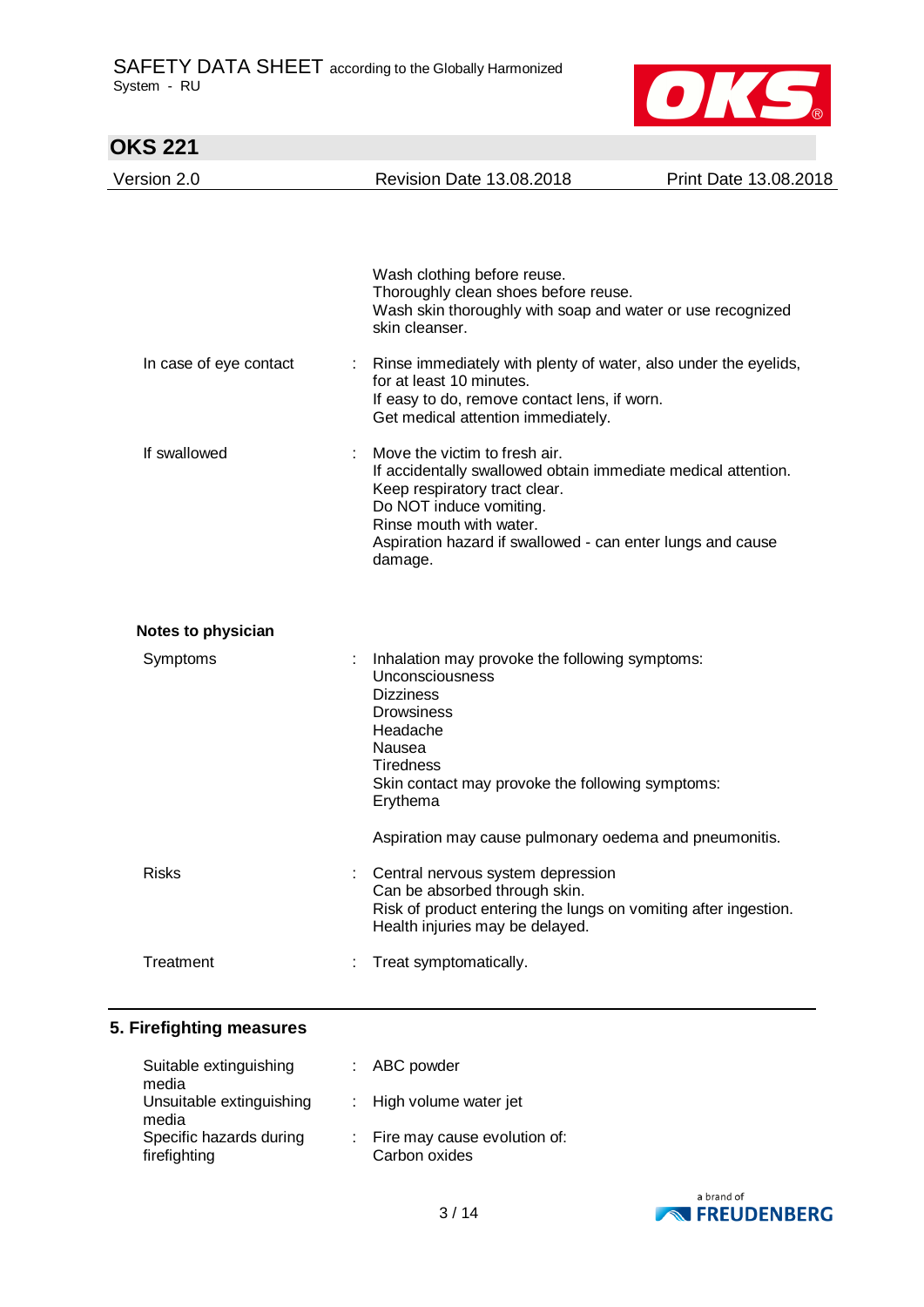Wash clothing before reuse.
Thoroughly clean shoes before reuse.
Wash skin thoroughly with soap and water or use recognized skin cleanser.

| | | |
|---|---|---|
| In case of eye contact | : | Rinse immediately with plenty of water, also under the eyelids, for at least 10 minutes.<br>If easy to do, remove contact lens, if worn.<br>Get medical attention immediately. |
| If swallowed | : | Move the victim to fresh air.<br>If accidentally swallowed obtain immediate medical attention.<br>Keep respiratory tract clear.<br>Do NOT induce vomiting.<br>Rinse mouth with water.<br>Aspiration hazard if swallowed - can enter lungs and cause damage. |

**Notes to physician**

| | | |
|---|---|---|
| Symptoms | : | Inhalation may provoke the following symptoms:<br>Unconsciousness<br>Dizziness<br>Drowsiness<br>Headache<br>Nausea<br>Tiredness<br>Skin contact may provoke the following symptoms:<br>Erythema<br><br>Aspiration may cause pulmonary oedema and pneumonitis. |
| Risks | : | Central nervous system depression<br>Can be absorbed through skin.<br>Risk of product entering the lungs on vomiting after ingestion.<br>Health injuries may be delayed. |
| Treatment | : | Treat symptomatically. |

## 5. Firefighting measures

| | | |
|---|---|---|
| Suitable extinguishing media | : | ABC powder |
| Unsuitable extinguishing media | : | High volume water jet |
| Specific hazards during firefighting | : | Fire may cause evolution of:<br>Carbon oxides |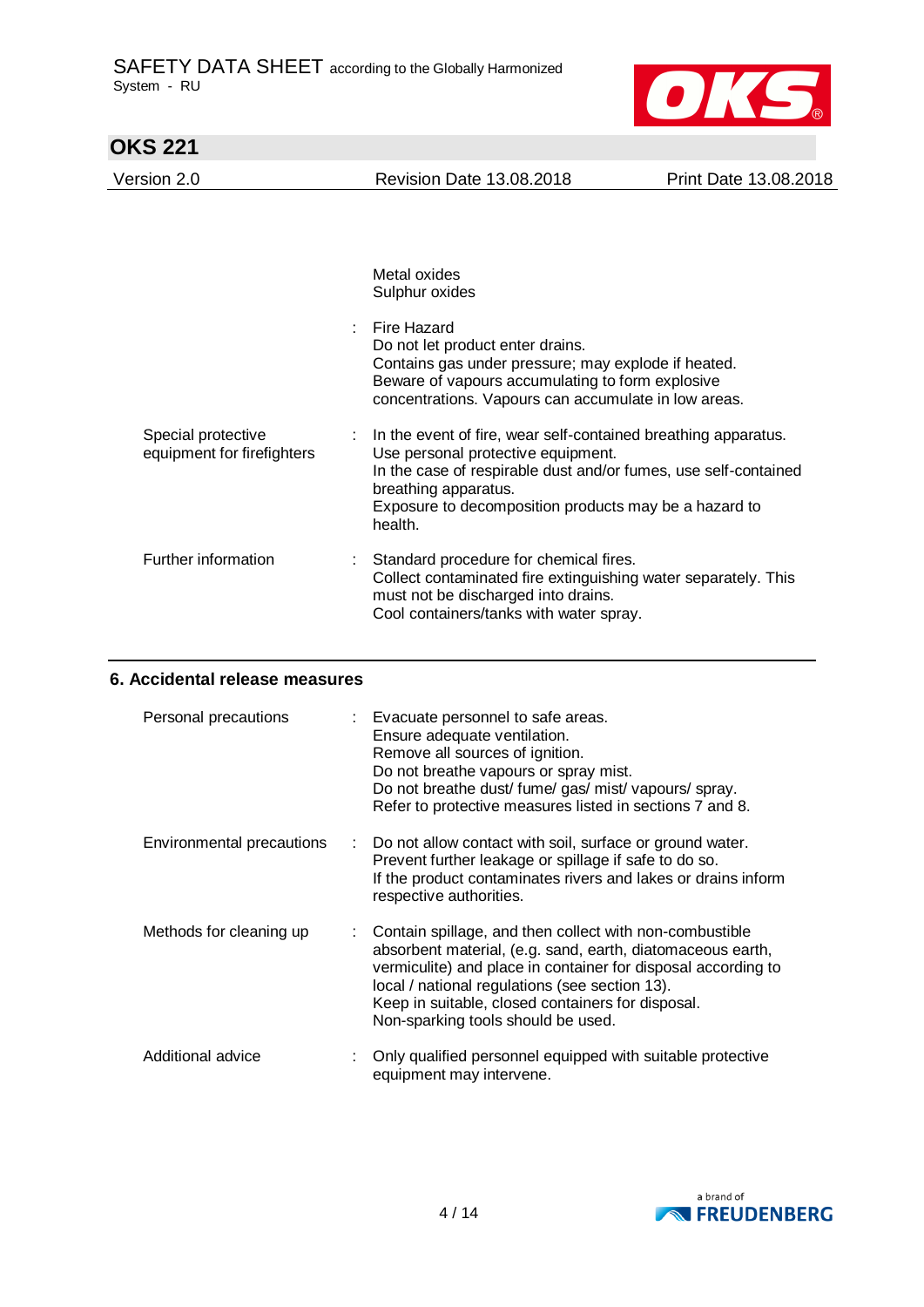| | | |
|---|---|---|
| | | Metal oxides<br>Sulphur oxides |
| | : | Fire Hazard<br>Do not let product enter drains.<br>Contains gas under pressure; may explode if heated.<br>Beware of vapours accumulating to form explosive concentrations. Vapours can accumulate in low areas. |
| Special protective equipment for firefighters | : | In the event of fire, wear self-contained breathing apparatus.<br>Use personal protective equipment.<br>In the case of respirable dust and/or fumes, use self-contained breathing apparatus.<br>Exposure to decomposition products may be a hazard to health. |
| Further information | : | Standard procedure for chemical fires.<br>Collect contaminated fire extinguishing water separately. This must not be discharged into drains.<br>Cool containers/tanks with water spray. |

## 6. Accidental release measures

| | | |
|---|---|---|
| Personal precautions | : | Evacuate personnel to safe areas.<br>Ensure adequate ventilation.<br>Remove all sources of ignition.<br>Do not breathe vapours or spray mist.<br>Do not breathe dust/ fume/ gas/ mist/ vapours/ spray.<br>Refer to protective measures listed in sections 7 and 8. |
| Environmental precautions | : | Do not allow contact with soil, surface or ground water.<br>Prevent further leakage or spillage if safe to do so.<br>If the product contaminates rivers and lakes or drains inform respective authorities. |
| Methods for cleaning up | : | Contain spillage, and then collect with non-combustible absorbent material, (e.g. sand, earth, diatomaceous earth, vermiculite) and place in container for disposal according to local / national regulations (see section 13).<br>Keep in suitable, closed containers for disposal.<br>Non-sparking tools should be used. |
| Additional advice | : | Only qualified personnel equipped with suitable protective equipment may intervene. |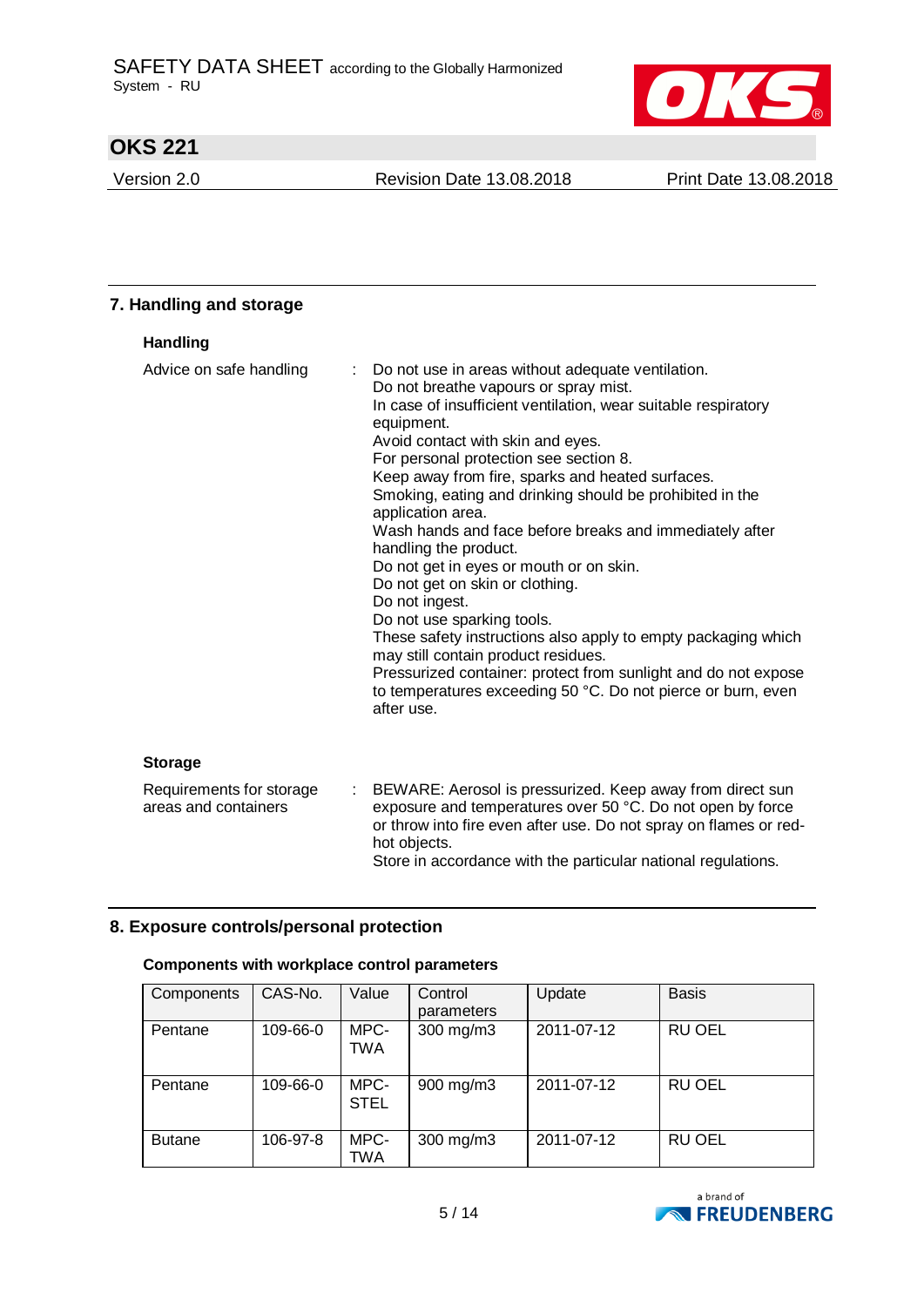## 7. Handling and storage

### Handling

Advice on safe handling : Do not use in areas without adequate ventilation.
Do not breathe vapours or spray mist.
In case of insufficient ventilation, wear suitable respiratory equipment.
Avoid contact with skin and eyes.
For personal protection see section 8.
Keep away from fire, sparks and heated surfaces.
Smoking, eating and drinking should be prohibited in the application area.
Wash hands and face before breaks and immediately after handling the product.
Do not get in eyes or mouth or on skin.
Do not get on skin or clothing.
Do not ingest.
Do not use sparking tools.
These safety instructions also apply to empty packaging which may still contain product residues.
Pressurized container: protect from sunlight and do not expose to temperatures exceeding 50 °C. Do not pierce or burn, even after use.

### Storage

Requirements for storage areas and containers : BEWARE: Aerosol is pressurized. Keep away from direct sun exposure and temperatures over 50 °C. Do not open by force or throw into fire even after use. Do not spray on flames or red-hot objects.
Store in accordance with the particular national regulations.

## 8. Exposure controls/personal protection

### Components with workplace control parameters

| Components | CAS-No. | Value | Control parameters | Update | Basis |
|---|---|---|---|---|---|
| Pentane | 109-66-0 | MPC-TWA | 300 mg/m3 | 2011-07-12 | RU OEL |
| Pentane | 109-66-0 | MPC-STEL | 900 mg/m3 | 2011-07-12 | RU OEL |
| Butane | 106-97-8 | MPC-TWA | 300 mg/m3 | 2011-07-12 | RU OEL |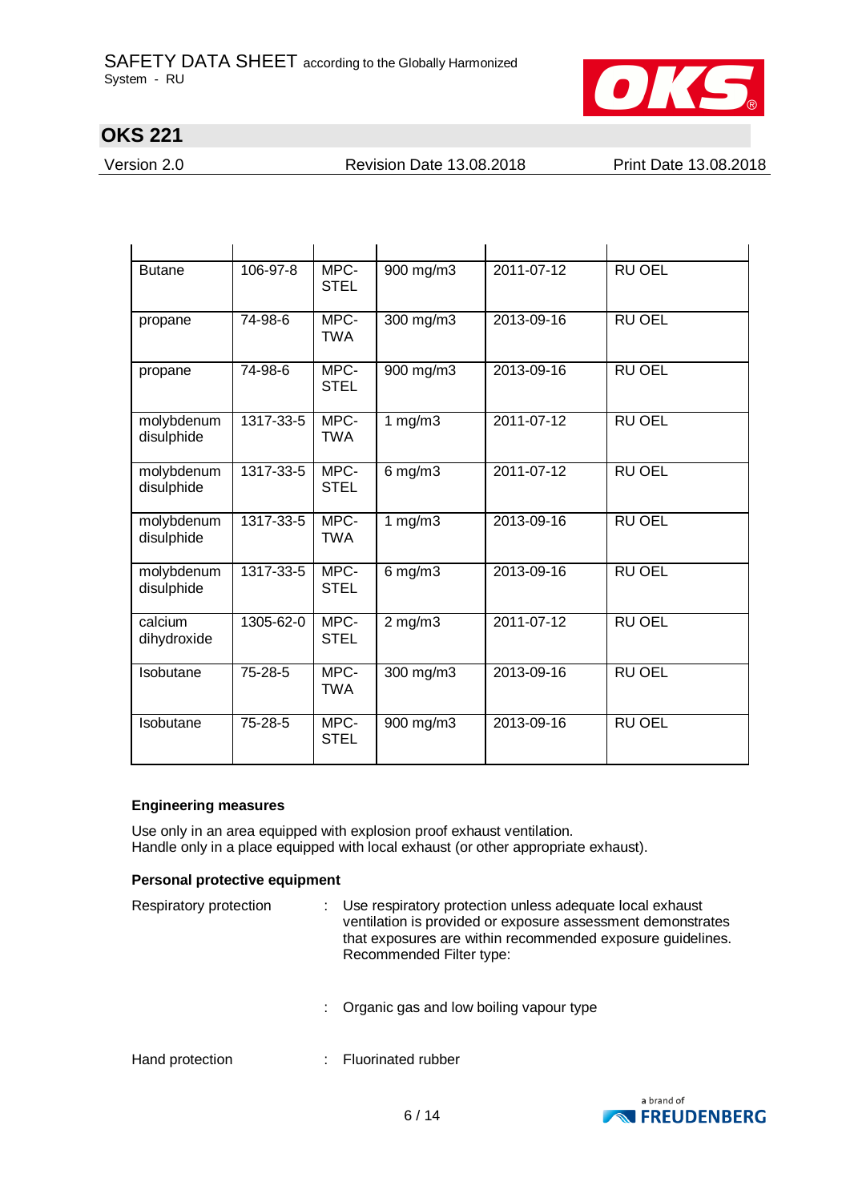| | | | | | |
|---|---|---|---|---|---|
| Butane | 106-97-8 | MPC-STEL | 900 mg/m3 | 2011-07-12 | RU OEL |
| propane | 74-98-6 | MPC-TWA | 300 mg/m3 | 2013-09-16 | RU OEL |
| propane | 74-98-6 | MPC-STEL | 900 mg/m3 | 2013-09-16 | RU OEL |
| molybdenum disulphide | 1317-33-5 | MPC-TWA | 1 mg/m3 | 2011-07-12 | RU OEL |
| molybdenum disulphide | 1317-33-5 | MPC-STEL | 6 mg/m3 | 2011-07-12 | RU OEL |
| molybdenum disulphide | 1317-33-5 | MPC-TWA | 1 mg/m3 | 2013-09-16 | RU OEL |
| molybdenum disulphide | 1317-33-5 | MPC-STEL | 6 mg/m3 | 2013-09-16 | RU OEL |
| calcium dihydroxide | 1305-62-0 | MPC-STEL | 2 mg/m3 | 2011-07-12 | RU OEL |
| Isobutane | 75-28-5 | MPC-TWA | 300 mg/m3 | 2013-09-16 | RU OEL |
| Isobutane | 75-28-5 | MPC-STEL | 900 mg/m3 | 2013-09-16 | RU OEL |

**Engineering measures**

Use only in an area equipped with explosion proof exhaust ventilation.
Handle only in a place equipped with local exhaust (or other appropriate exhaust).

**Personal protective equipment**

Respiratory protection : Use respiratory protection unless adequate local exhaust ventilation is provided or exposure assessment demonstrates that exposures are within recommended exposure guidelines.
Recommended Filter type:

: Organic gas and low boiling vapour type

Hand protection : Fluorinated rubber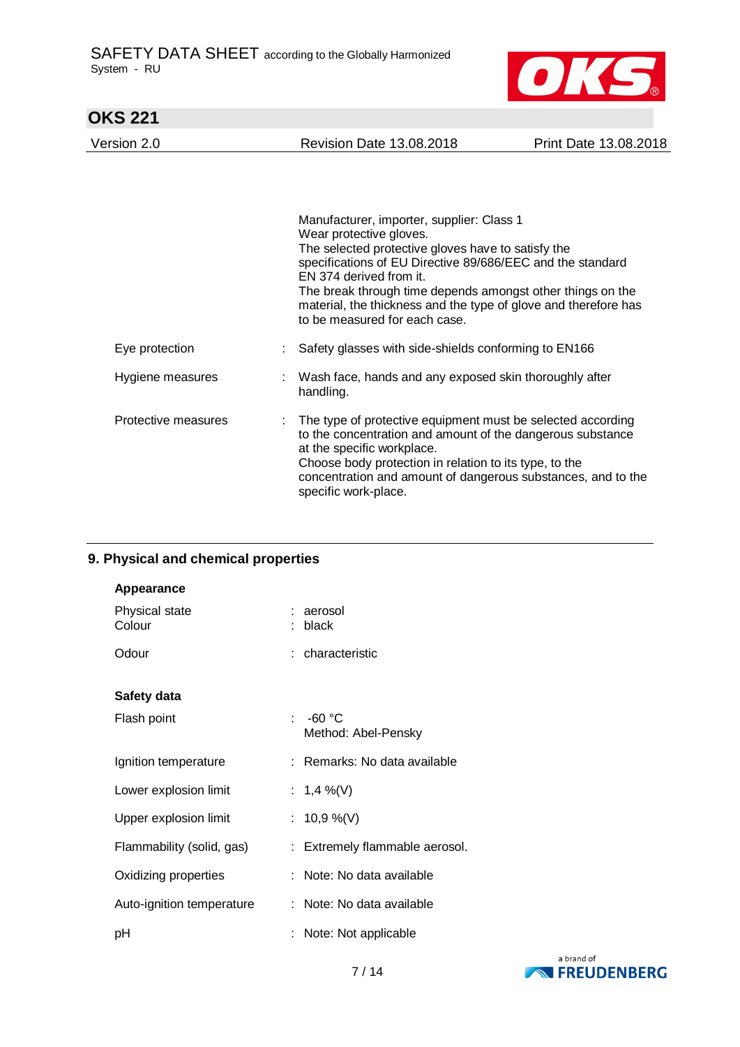Manufacturer, importer, supplier: Class 1
Wear protective gloves.
The selected protective gloves have to satisfy the specifications of EU Directive 89/686/EEC and the standard EN 374 derived from it.
The break through time depends amongst other things on the material, the thickness and the type of glove and therefore has to be measured for each case.

Eye protection : Safety glasses with side-shields conforming to EN166

Hygiene measures : Wash face, hands and any exposed skin thoroughly after handling.

Protective measures : The type of protective equipment must be selected according to the concentration and amount of the dangerous substance at the specific workplace.
Choose body protection in relation to its type, to the concentration and amount of dangerous substances, and to the specific work-place.

## 9. Physical and chemical properties

**Appearance**

Physical state : aerosol
Colour : black

Odour : characteristic

**Safety data**

Flash point : -60 °C
Method: Abel-Pensky

Ignition temperature : Remarks: No data available

Lower explosion limit : 1,4 %(V)

Upper explosion limit : 10,9 %(V)

Flammability (solid, gas) : Extremely flammable aerosol.

Oxidizing properties : Note: No data available

Auto-ignition temperature : Note: No data available

pH : Note: Not applicable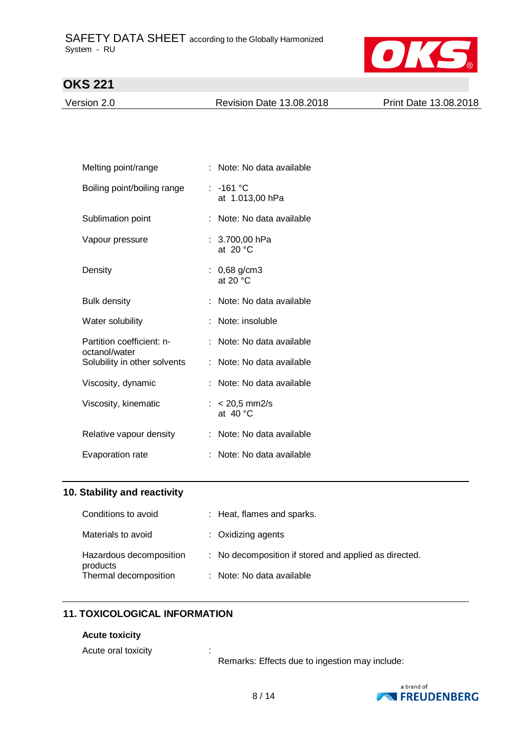| | | |
|---|---|---|
| Melting point/range | : | Note: No data available |
| Boiling point/boiling range | : | -161 °C<br>at 1.013,00 hPa |
| Sublimation point | : | Note: No data available |
| Vapour pressure | : | 3.700,00 hPa<br>at 20 °C |
| Density | : | 0,68 g/cm3<br>at 20 °C |
| Bulk density | : | Note: No data available |
| Water solubility | : | Note: insoluble |
| Partition coefficient: n-octanol/water | : | Note: No data available |
| Solubility in other solvents | : | Note: No data available |
| Viscosity, dynamic | : | Note: No data available |
| Viscosity, kinematic | : | < 20,5 mm2/s<br>at 40 °C |
| Relative vapour density | : | Note: No data available |
| Evaporation rate | : | Note: No data available |

## 10. Stability and reactivity

| | | |
|---|---|---|
| Conditions to avoid | : | Heat, flames and sparks. |
| Materials to avoid | : | Oxidizing agents |
| Hazardous decomposition products | : | No decomposition if stored and applied as directed. |
| Thermal decomposition | : | Note: No data available |

## 11. TOXICOLOGICAL INFORMATION

**Acute toxicity**

Acute oral toxicity :

Remarks: Effects due to ingestion may include: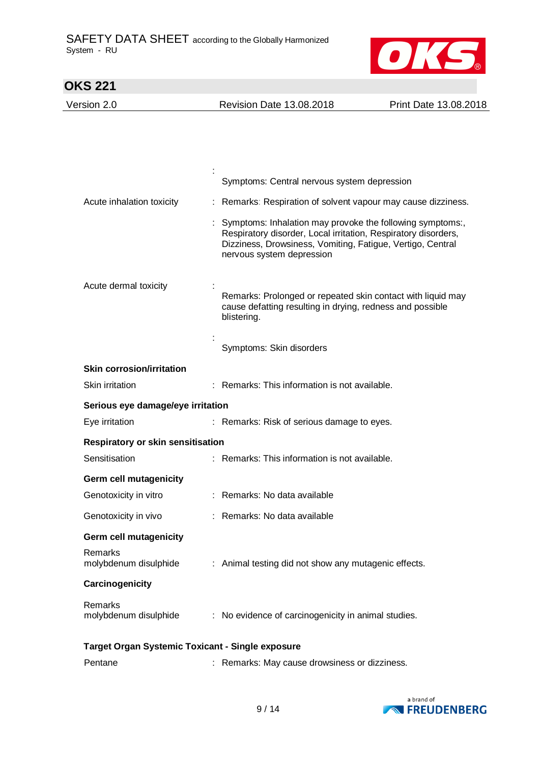| | |
|---|---|
| | : Symptoms: Central nervous system depression |
| Acute inhalation toxicity | : Remarks: Respiration of solvent vapour may cause dizziness. |
| | : Symptoms: Inhalation may provoke the following symptoms:, Respiratory disorder, Local irritation, Respiratory disorders, Dizziness, Drowsiness, Vomiting, Fatigue, Vertigo, Central nervous system depression |
| Acute dermal toxicity | : Remarks: Prolonged or repeated skin contact with liquid may cause defatting resulting in drying, redness and possible blistering. |
| | : Symptoms: Skin disorders |

**Skin corrosion/irritation**

| | |
|---|---|
| Skin irritation | : Remarks: This information is not available. |

**Serious eye damage/eye irritation**

| | |
|---|---|
| Eye irritation | : Remarks: Risk of serious damage to eyes. |

**Respiratory or skin sensitisation**

| | |
|---|---|
| Sensitisation | : Remarks: This information is not available. |

**Germ cell mutagenicity**

| | |
|---|---|
| Genotoxicity in vitro | : Remarks: No data available |
| Genotoxicity in vivo | : Remarks: No data available |

**Germ cell mutagenicity**

| | |
|---|---|
| Remarks<br>molybdenum disulphide | : Animal testing did not show any mutagenic effects. |

**Carcinogenicity**

| | |
|---|---|
| Remarks<br>molybdenum disulphide | : No evidence of carcinogenicity in animal studies. |

**Target Organ Systemic Toxicant - Single exposure**

| | |
|---|---|
| Pentane | : Remarks: May cause drowsiness or dizziness. |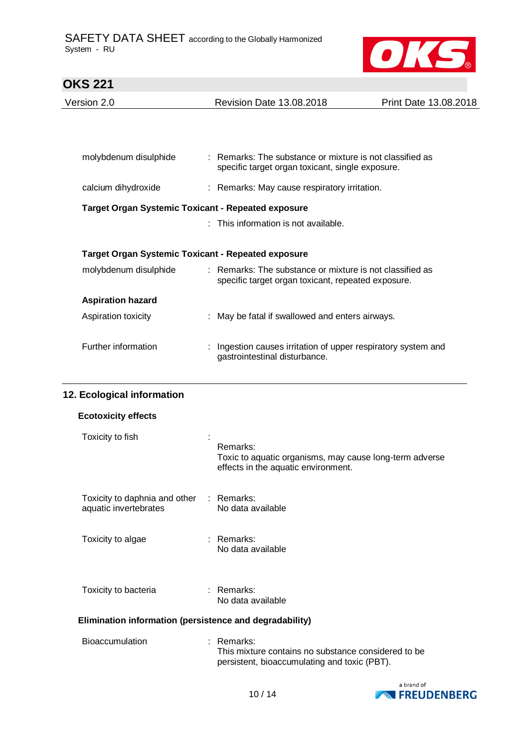molybdenum disulphide : Remarks: The substance or mixture is not classified as specific target organ toxicant, single exposure.

calcium dihydroxide : Remarks: May cause respiratory irritation.

**Target Organ Systemic Toxicant - Repeated exposure**

: This information is not available.

**Target Organ Systemic Toxicant - Repeated exposure**

molybdenum disulphide : Remarks: The substance or mixture is not classified as specific target organ toxicant, repeated exposure.

**Aspiration hazard**

Aspiration toxicity : May be fatal if swallowed and enters airways.

Further information : Ingestion causes irritation of upper respiratory system and gastrointestinal disturbance.

## 12. Ecological information

### Ecotoxicity effects

Toxicity to fish :
Remarks:
Toxic to aquatic organisms, may cause long-term adverse effects in the aquatic environment.

Toxicity to daphnia and other aquatic invertebrates : Remarks:
No data available

Toxicity to algae : Remarks:
No data available

Toxicity to bacteria : Remarks:
No data available

### Elimination information (persistence and degradability)

Bioaccumulation : Remarks:
This mixture contains no substance considered to be persistent, bioaccumulating and toxic (PBT).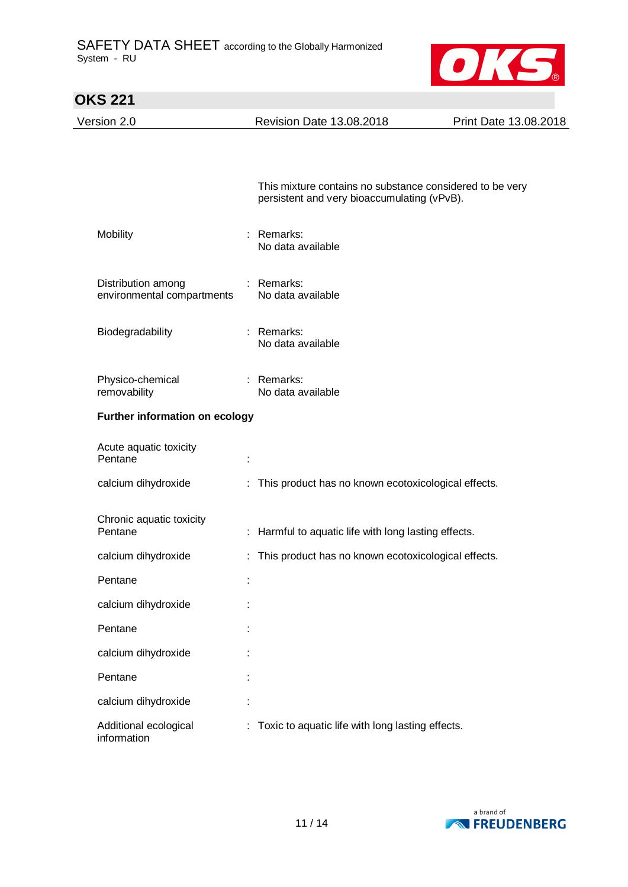This mixture contains no substance considered to be very persistent and very bioaccumulating (vPvB).

Mobility : Remarks:
No data available

Distribution among environmental compartments : Remarks:
No data available

Biodegradability : Remarks:
No data available

Physico-chemical removability : Remarks:
No data available

**Further information on ecology**

Acute aquatic toxicity
Pentane :

calcium dihydroxide : This product has no known ecotoxicological effects.

Chronic aquatic toxicity
Pentane : Harmful to aquatic life with long lasting effects.

calcium dihydroxide : This product has no known ecotoxicological effects.

Pentane :

calcium dihydroxide :

Pentane :

calcium dihydroxide :

Pentane :

calcium dihydroxide :

Additional ecological information : Toxic to aquatic life with long lasting effects.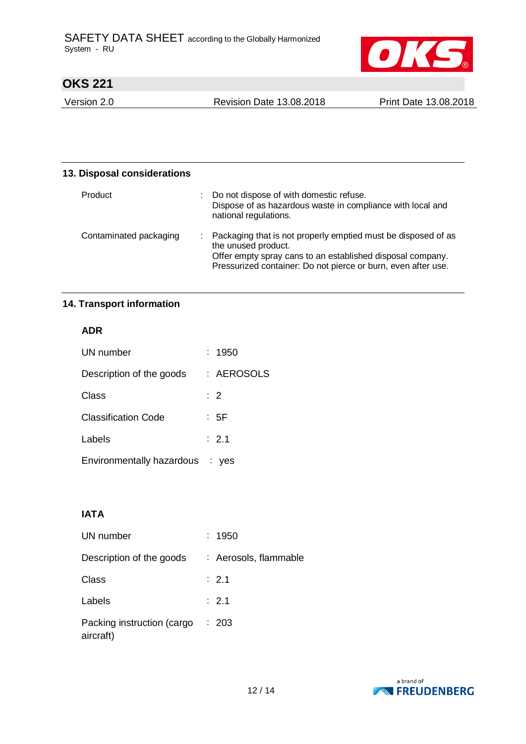## 13. Disposal considerations

| | |
|---|---|
| Product | : Do not dispose of with domestic refuse.<br>Dispose of as hazardous waste in compliance with local and national regulations. |
| Contaminated packaging | : Packaging that is not properly emptied must be disposed of as the unused product.<br>Offer empty spray cans to an established disposal company.<br>Pressurized container: Do not pierce or burn, even after use. |

## 14. Transport information

### ADR

| | |
|---|---|
| UN number | : 1950 |
| Description of the goods | : AEROSOLS |
| Class | : 2 |
| Classification Code | : 5F |
| Labels | : 2.1 |
| Environmentally hazardous | : yes |

### IATA

| | |
|---|---|
| UN number | : 1950 |
| Description of the goods | : Aerosols, flammable |
| Class | : 2.1 |
| Labels | : 2.1 |
| Packing instruction (cargo aircraft) | : 203 |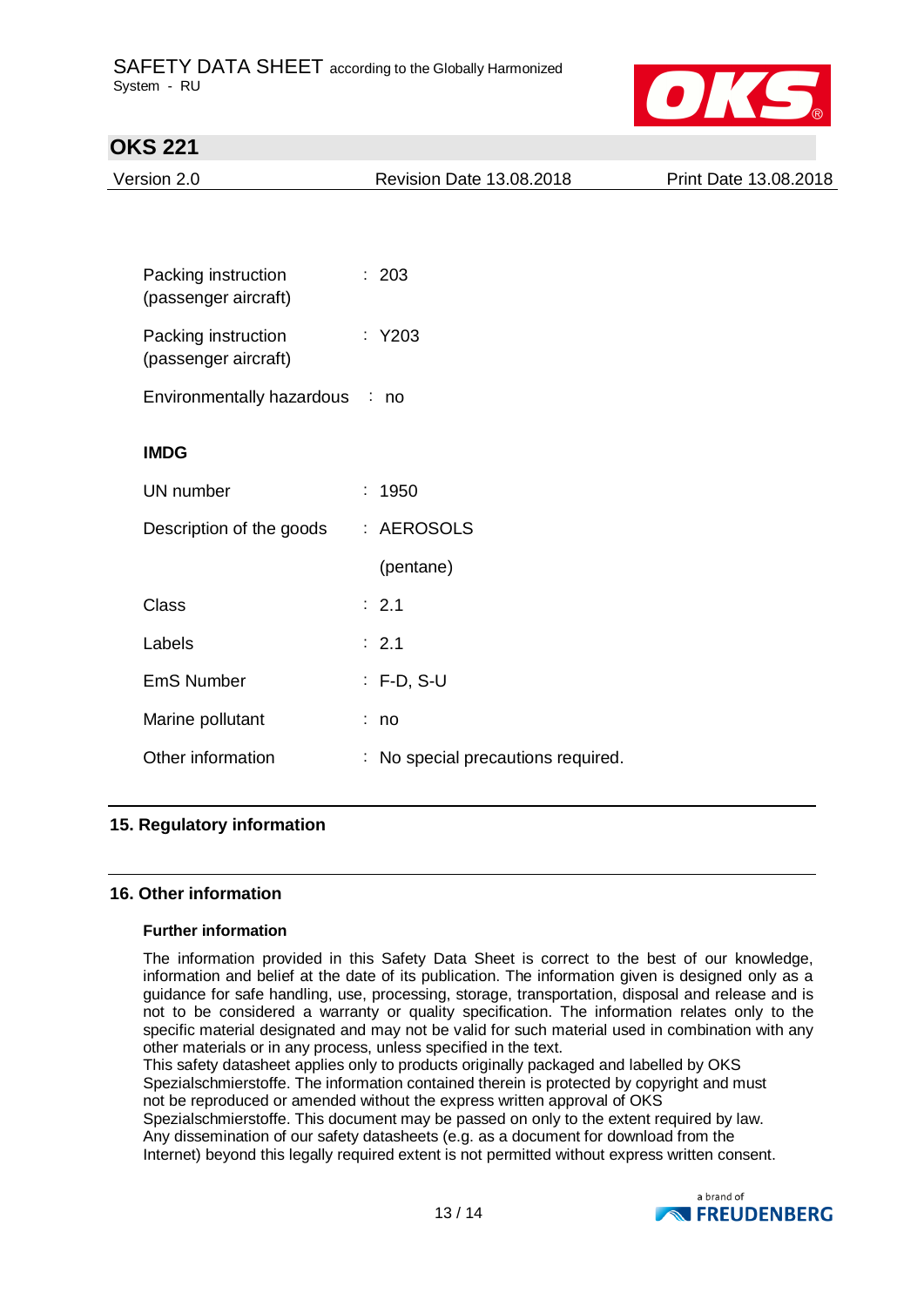| | |
|---|---|
| Packing instruction (passenger aircraft) | : 203 |
| Packing instruction (passenger aircraft) | : Y203 |
| Environmentally hazardous | : no |

**IMDG**

| | |
|---|---|
| UN number | : 1950 |
| Description of the goods | : AEROSOLS (pentane) |
| Class | : 2.1 |
| Labels | : 2.1 |
| EmS Number | : F-D, S-U |
| Marine pollutant | : no |
| Other information | : No special precautions required. |

## 15. Regulatory information

## 16. Other information

### Further information

The information provided in this Safety Data Sheet is correct to the best of our knowledge, information and belief at the date of its publication. The information given is designed only as a guidance for safe handling, use, processing, storage, transportation, disposal and release and is not to be considered a warranty or quality specification. The information relates only to the specific material designated and may not be valid for such material used in combination with any other materials or in any process, unless specified in the text.
This safety datasheet applies only to products originally packaged and labelled by OKS Spezialschmierstoffe. The information contained therein is protected by copyright and must not be reproduced or amended without the express written approval of OKS Spezialschmierstoffe. This document may be passed on only to the extent required by law. Any dissemination of our safety datasheets (e.g. as a document for download from the Internet) beyond this legally required extent is not permitted without express written consent.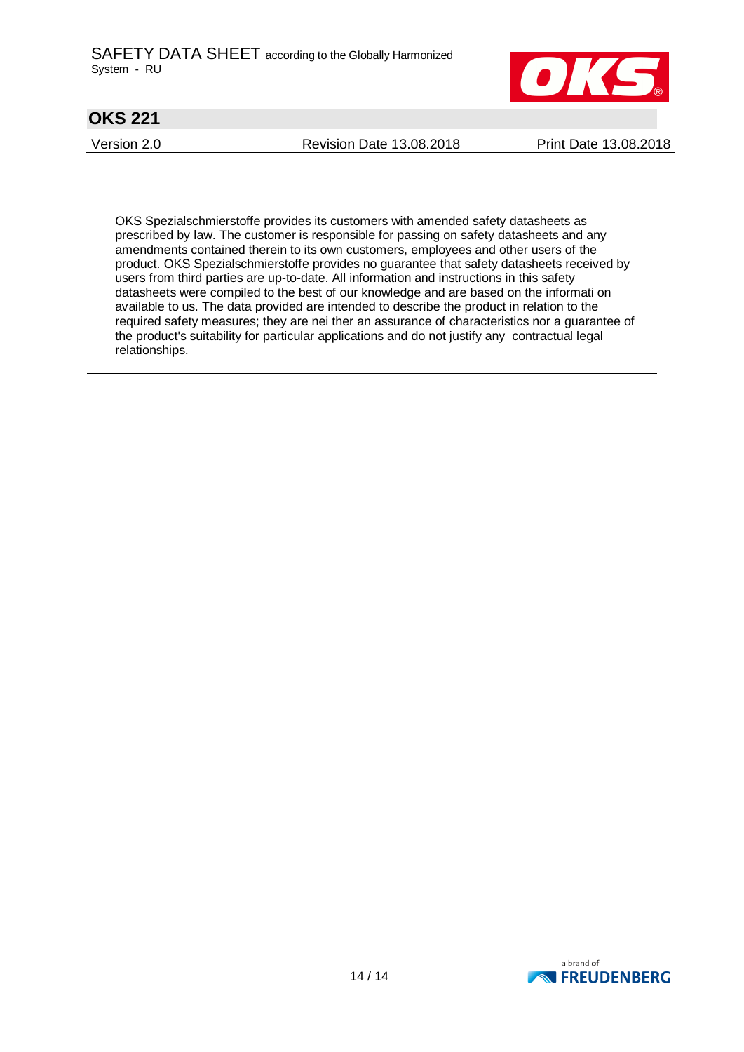OKS Spezialschmierstoffe provides its customers with amended safety datasheets as prescribed by law. The customer is responsible for passing on safety datasheets and any amendments contained therein to its own customers, employees and other users of the product. OKS Spezialschmierstoffe provides no guarantee that safety datasheets received by users from third parties are up-to-date. All information and instructions in this safety datasheets were compiled to the best of our knowledge and are based on the informati on available to us. The data provided are intended to describe the product in relation to the required safety measures; they are nei ther an assurance of characteristics nor a guarantee of the product's suitability for particular applications and do not justify any contractual legal relationships.